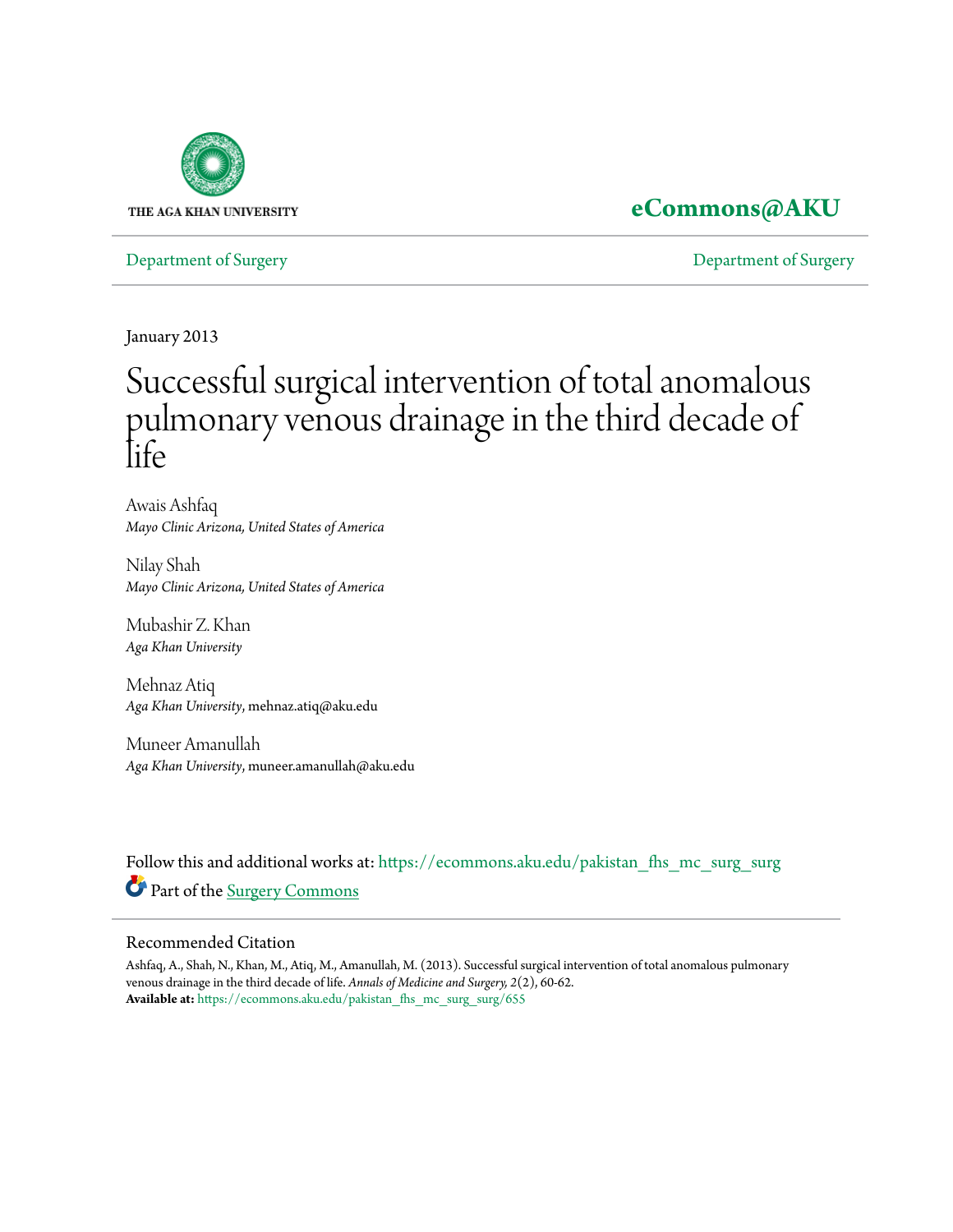THE AGA KHAN UNIVERSITY

**eCommons@AKU**

Department of Surgery | Department of Surgery

January 2013

# Successful surgical intervention of total anomalous pulmonary venous drainage in the third decade of life

Awais Ashfaq
*Mayo Clinic Arizona, United States of America*

Nilay Shah
*Mayo Clinic Arizona, United States of America*

Mubashir Z. Khan
*Aga Khan University*

Mehnaz Atiq
*Aga Khan University*, mehnaz.atiq@aku.edu

Muneer Amanullah
*Aga Khan University*, muneer.amanullah@aku.edu

Follow this and additional works at: https://ecommons.aku.edu/pakistan_fhs_mc_surg_surg

Part of the Surgery Commons

## Recommended Citation

Ashfaq, A., Shah, N., Khan, M., Atiq, M., Amanullah, M. (2013). Successful surgical intervention of total anomalous pulmonary venous drainage in the third decade of life. *Annals of Medicine and Surgery,* 2(2), 60-62.
**Available at:** https://ecommons.aku.edu/pakistan_fhs_mc_surg_surg/655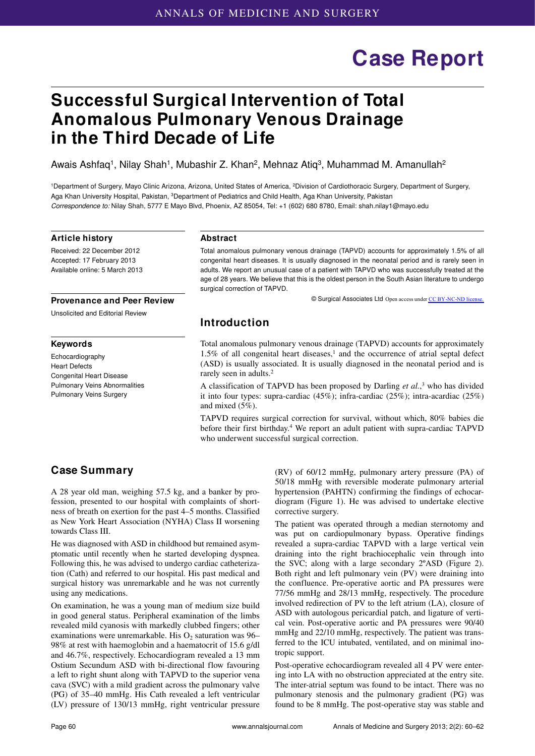# Case Report

# Successful Surgical Intervention of Total Anomalous Pulmonary Venous Drainage in the Third Decade of Life

Awais Ashfaq[1], Nilay Shah[1], Mubashir Z. Khan[2], Mehnaz Atiq[3], Muhammad M. Amanullah[2]

[1]Department of Surgery, Mayo Clinic Arizona, Arizona, United States of America, [2]Division of Cardiothoracic Surgery, Department of Surgery, Aga Khan University Hospital, Pakistan, [3]Department of Pediatrics and Child Health, Aga Khan University, Pakistan
*Correspondence to:* Nilay Shah, 5777 E Mayo Blvd, Phoenix, AZ 85054, Tel: +1 (602) 680 8780, Email: shah.nilay1@mayo.edu

### Article history

Received: 22 December 2012
Accepted: 17 February 2013
Available online: 5 March 2013

### Provenance and Peer Review

Unsolicited and Editorial Review

### Keywords

Echocardiography
Heart Defects
Congenital Heart Disease
Pulmonary Veins Abnormalities
Pulmonary Veins Surgery

### Abstract

Total anomalous pulmonary venous drainage (TAPVD) accounts for approximately 1.5% of all congenital heart diseases. It is usually diagnosed in the neonatal period and is rarely seen in adults. We report an unusual case of a patient with TAPVD who was successfully treated at the age of 28 years. We believe that this is the oldest person in the South Asian literature to undergo surgical correction of TAPVD.

© Surgical Associates Ltd Open access under CC BY-NC-ND license.

## Introduction

Total anomalous pulmonary venous drainage (TAPVD) accounts for approximately 1.5% of all congenital heart diseases,[1] and the occurrence of atrial septal defect (ASD) is usually associated. It is usually diagnosed in the neonatal period and is rarely seen in adults.[2]

A classification of TAPVD has been proposed by Darling *et al.*,[3] who has divided it into four types: supra-cardiac (45%); infra-cardiac (25%); intra-acardiac (25%) and mixed (5%).

TAPVD requires surgical correction for survival, without which, 80% babies die before their first birthday.[4] We report an adult patient with supra-cardiac TAPVD who underwent successful surgical correction.

## Case Summary

A 28 year old man, weighing 57.5 kg, and a banker by profession, presented to our hospital with complaints of shortness of breath on exertion for the past 4–5 months. Classified as New York Heart Association (NYHA) Class II worsening towards Class III.

He was diagnosed with ASD in childhood but remained asymptomatic until recently when he started developing dyspnea. Following this, he was advised to undergo cardiac catheterization (Cath) and referred to our hospital. His past medical and surgical history was unremarkable and he was not currently using any medications.

On examination, he was a young man of medium size build in good general status. Peripheral examination of the limbs revealed mild cyanosis with markedly clubbed fingers; other examinations were unremarkable. His $O_2$ saturation was 96–98% at rest with haemoglobin and a haematocrit of 15.6 g/dl and 46.7%, respectively. Echocardiogram revealed a 13 mm Ostium Secundum ASD with bi-directional flow favouring a left to right shunt along with TAPVD to the superior vena cava (SVC) with a mild gradient across the pulmonary valve (PG) of 35–40 mmHg. His Cath revealed a left ventricular (LV) pressure of 130/13 mmHg, right ventricular pressure (RV) of 60/12 mmHg, pulmonary artery pressure (PA) of 50/18 mmHg with reversible moderate pulmonary arterial hypertension (PAHTN) confirming the findings of echocardiogram (Figure 1). He was advised to undertake elective corrective surgery.

The patient was operated through a median sternotomy and was put on cardiopulmonary bypass. Operative findings revealed a supra-cardiac TAPVD with a large vertical vein draining into the right brachiocephalic vein through into the SVC; along with a large secondary 2ºASD (Figure 2). Both right and left pulmonary vein (PV) were draining into the confluence. Pre-operative aortic and PA pressures were 77/56 mmHg and 28/13 mmHg, respectively. The procedure involved redirection of PV to the left atrium (LA), closure of ASD with autologous pericardial patch, and ligature of vertical vein. Post-operative aortic and PA pressures were 90/40 mmHg and 22/10 mmHg, respectively. The patient was transferred to the ICU intubated, ventilated, and on minimal inotropic support.

Post-operative echocardiogram revealed all 4 PV were entering into LA with no obstruction appreciated at the entry site. The inter-atrial septum was found to be intact. There was no pulmonary stenosis and the pulmonary gradient (PG) was found to be 8 mmHg. The post-operative stay was stable and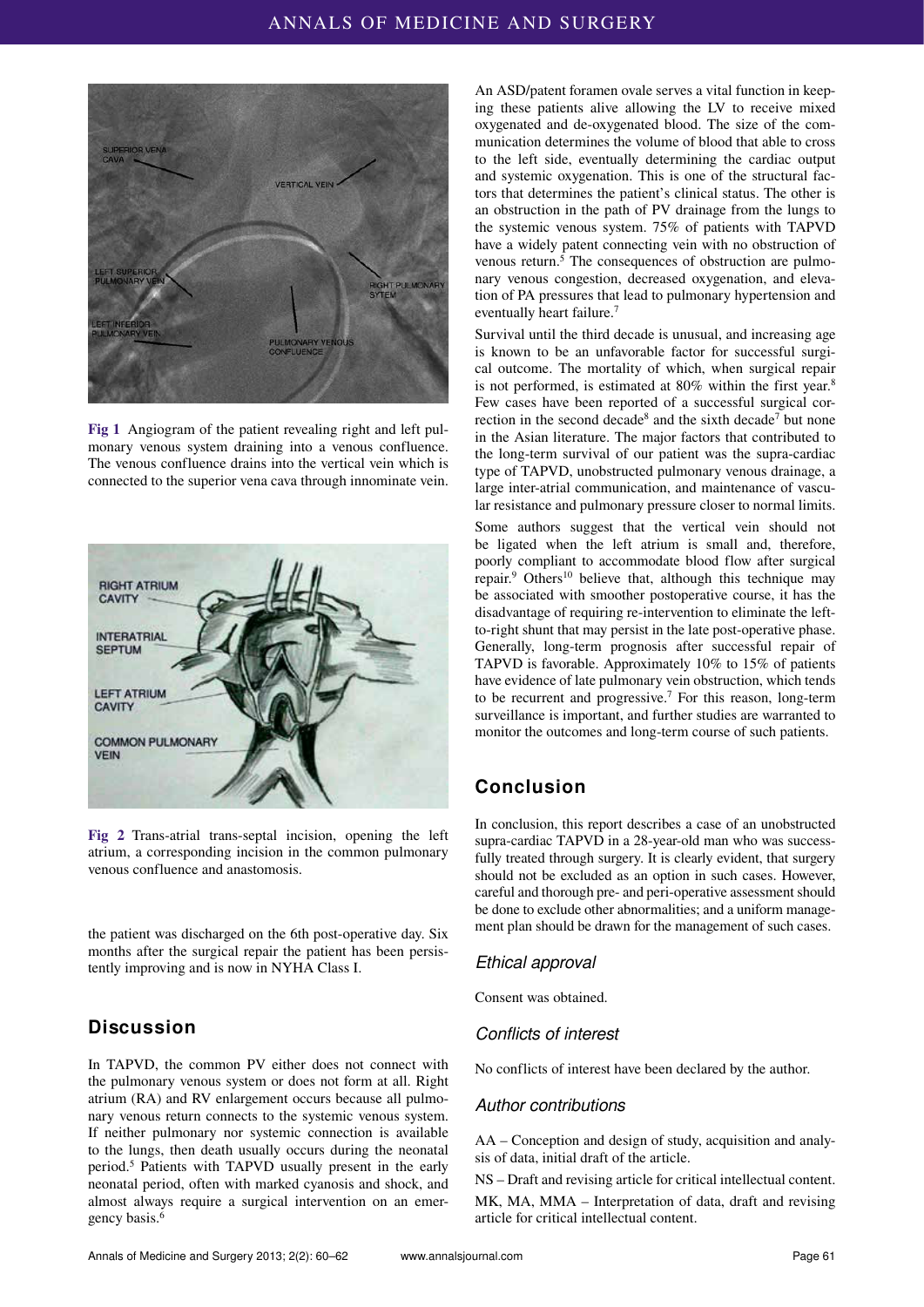Fig 1 Angiogram of the patient revealing right and left pulmonary venous system draining into a venous confluence. The venous confluence drains into the vertical vein which is connected to the superior vena cava through innominate vein.

Fig 2 Trans-atrial trans-septal incision, opening the left atrium, a corresponding incision in the common pulmonary venous confluence and anastomosis.

the patient was discharged on the 6th post-operative day. Six months after the surgical repair the patient has been persistently improving and is now in NYHA Class I.

## Discussion

In TAPVD, the common PV either does not connect with the pulmonary venous system or does not form at all. Right atrium (RA) and RV enlargement occurs because all pulmonary venous return connects to the systemic venous system. If neither pulmonary nor systemic connection is available to the lungs, then death usually occurs during the neonatal period.[5] Patients with TAPVD usually present in the early neonatal period, often with marked cyanosis and shock, and almost always require a surgical intervention on an emergency basis.[6]

An ASD/patent foramen ovale serves a vital function in keeping these patients alive allowing the LV to receive mixed oxygenated and de-oxygenated blood. The size of the communication determines the volume of blood that able to cross to the left side, eventually determining the cardiac output and systemic oxygenation. This is one of the structural factors that determines the patient's clinical status. The other is an obstruction in the path of PV drainage from the lungs to the systemic venous system. 75% of patients with TAPVD have a widely patent connecting vein with no obstruction of venous return.[5] The consequences of obstruction are pulmonary venous congestion, decreased oxygenation, and elevation of PA pressures that lead to pulmonary hypertension and eventually heart failure.[7]

Survival until the third decade is unusual, and increasing age is known to be an unfavorable factor for successful surgical outcome. The mortality of which, when surgical repair is not performed, is estimated at 80% within the first year.[8] Few cases have been reported of a successful surgical correction in the second decade[8] and the sixth decade[7] but none in the Asian literature. The major factors that contributed to the long-term survival of our patient was the supra-cardiac type of TAPVD, unobstructed pulmonary venous drainage, a large inter-atrial communication, and maintenance of vascular resistance and pulmonary pressure closer to normal limits.

Some authors suggest that the vertical vein should not be ligated when the left atrium is small and, therefore, poorly compliant to accommodate blood flow after surgical repair.[9] Others[10] believe that, although this technique may be associated with smoother postoperative course, it has the disadvantage of requiring re-intervention to eliminate the left-to-right shunt that may persist in the late post-operative phase. Generally, long-term prognosis after successful repair of TAPVD is favorable. Approximately 10% to 15% of patients have evidence of late pulmonary vein obstruction, which tends to be recurrent and progressive.[7] For this reason, long-term surveillance is important, and further studies are warranted to monitor the outcomes and long-term course of such patients.

## Conclusion

In conclusion, this report describes a case of an unobstructed supra-cardiac TAPVD in a 28-year-old man who was successfully treated through surgery. It is clearly evident, that surgery should not be excluded as an option in such cases. However, careful and thorough pre- and peri-operative assessment should be done to exclude other abnormalities; and a uniform management plan should be drawn for the management of such cases.

### *Ethical approval*

Consent was obtained.

### *Conflicts of interest*

No conflicts of interest have been declared by the author.

### *Author contributions*

AA – Conception and design of study, acquisition and analysis of data, initial draft of the article.

NS – Draft and revising article for critical intellectual content.

MK, MA, MMA – Interpretation of data, draft and revising article for critical intellectual content.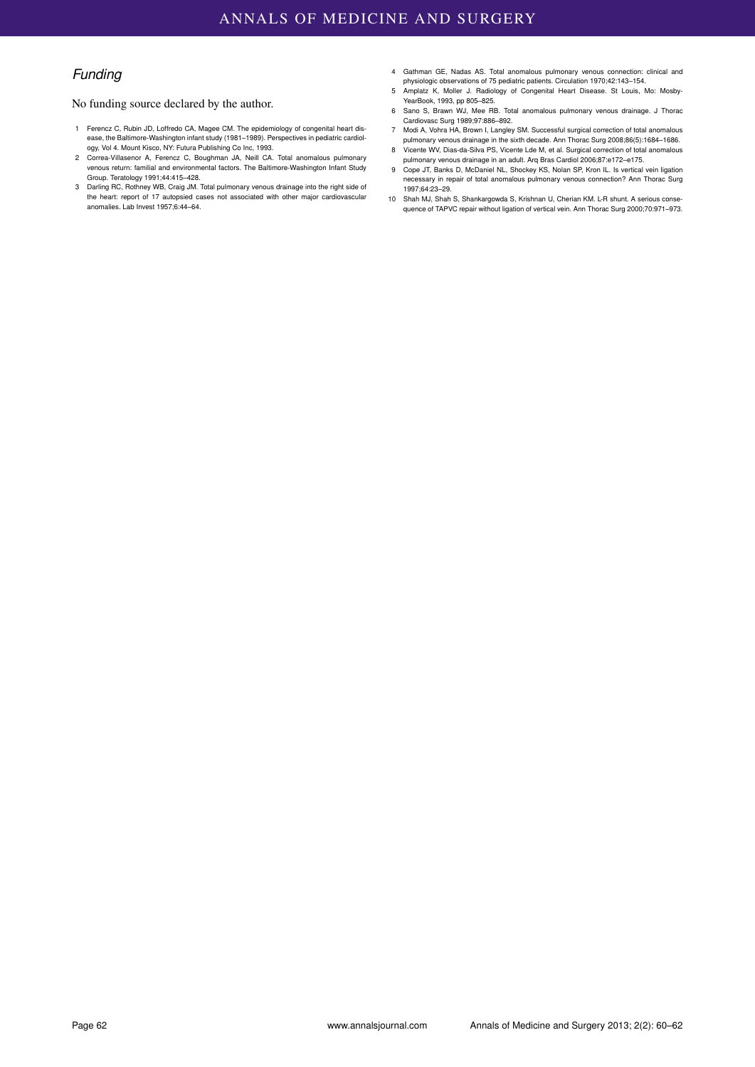## Funding

No funding source declared by the author.

1. Ferencz C, Rubin JD, Loffredo CA, Magee CM. The epidemiology of congenital heart disease, the Baltimore-Washington infant study (1981–1989). Perspectives in pediatric cardiology, Vol 4. Mount Kisco, NY: Futura Publishing Co Inc, 1993.
2. Correa-Villasenor A, Ferencz C, Boughman JA, Neill CA. Total anomalous pulmonary venous return: familial and environmental factors. The Baltimore-Washington Infant Study Group. Teratology 1991;44:415–428.
3. Darling RC, Rothney WB, Craig JM. Total pulmonary venous drainage into the right side of the heart: report of 17 autopsied cases not associated with other major cardiovascular anomalies. Lab Invest 1957;6:44–64.
4. Gathman GE, Nadas AS. Total anomalous pulmonary venous connection: clinical and physiologic observations of 75 pediatric patients. Circulation 1970;42:143–154.
5. Amplatz K, Moller J. Radiology of Congenital Heart Disease. St Louis, Mo: Mosby-YearBook, 1993, pp 805–825.
6. Sano S, Brawn WJ, Mee RB. Total anomalous pulmonary venous drainage. J Thorac Cardiovasc Surg 1989;97:886–892.
7. Modi A, Vohra HA, Brown I, Langley SM. Successful surgical correction of total anomalous pulmonary venous drainage in the sixth decade. Ann Thorac Surg 2008;86(5):1684–1686.
8. Vicente WV, Dias-da-Silva PS, Vicente Lde M, et al. Surgical correction of total anomalous pulmonary venous drainage in an adult. Arq Bras Cardiol 2006;87:e172–e175.
9. Cope JT, Banks D, McDaniel NL, Shockey KS, Nolan SP, Kron IL. Is vertical vein ligation necessary in repair of total anomalous pulmonary venous connection? Ann Thorac Surg 1997;64:23–29.
10. Shah MJ, Shah S, Shankargowda S, Krishnan U, Cherian KM. L-R shunt. A serious consequence of TAPVC repair without ligation of vertical vein. Ann Thorac Surg 2000;70:971–973.